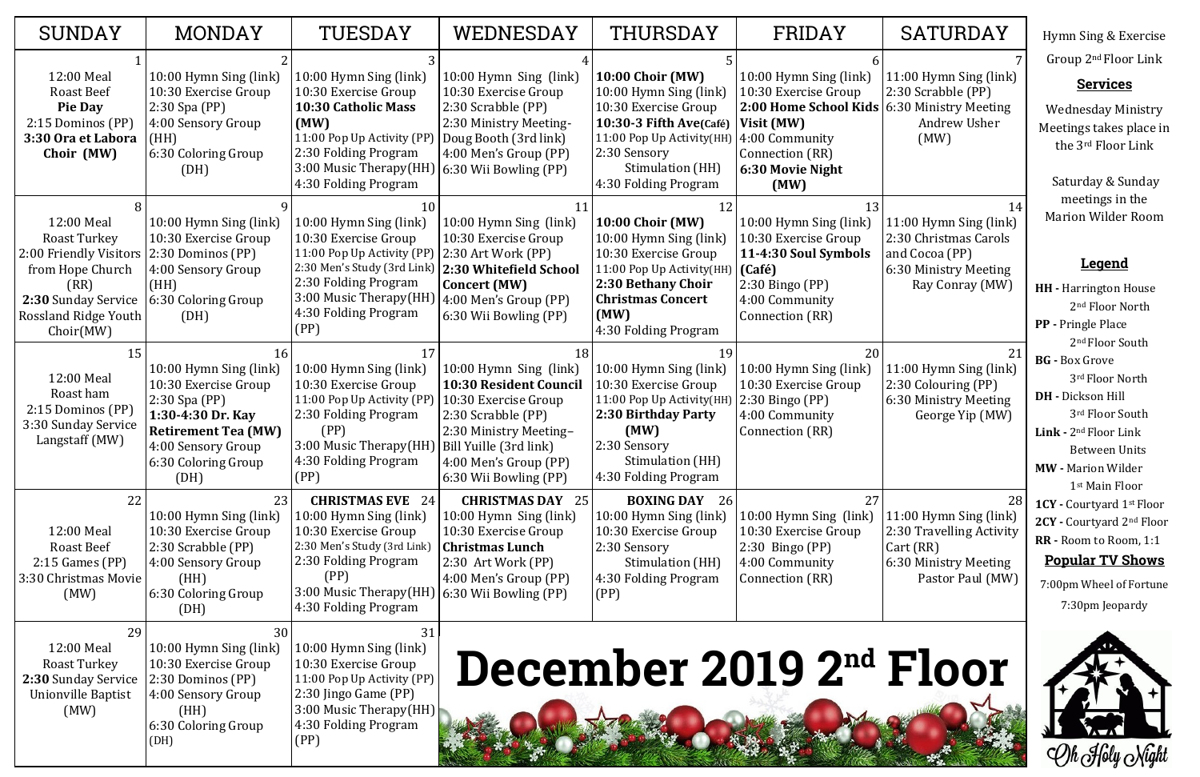# December 2019 2nd Floor

| SUNDAY | MONDAY | TUESDAY | WEDNESDAY | THURSDAY | FRIDAY | SATURDAY |
|---|---|---|---|---|---|---|
| 1<br>12:00 Meal<br>Roast Beef<br>**Pie Day**<br>2:15 Dominos (PP)<br>**3:30 Ora et Labora Choir (MW)** | 2<br>10:00 Hymn Sing (link)<br>10:30 Exercise Group<br>2:30 Spa (PP)<br>4:00 Sensory Group (HH)<br>6:30 Coloring Group (DH) | 3<br>10:00 Hymn Sing (link)<br>10:30 Exercise Group<br>**10:30 Catholic Mass (MW)**<br>11:00 Pop Up Activity (PP)<br>2:30 Folding Program<br>3:00 Music Therapy(HH)<br>4:30 Folding Program | 4<br>10:00 Hymn Sing (link)<br>10:30 Exercise Group<br>2:30 Scrabble (PP)<br>2:30 Ministry Meeting-Doug Booth (3rd link)<br>4:00 Men's Group (PP)<br>6:30 Wii Bowling (PP) | 5<br>**10:00 Choir (MW)**<br>10:00 Hymn Sing (link)<br>10:30 Exercise Group<br>**10:30-3 Fifth Ave(Café)**<br>11:00 Pop Up Activity(HH)<br>2:30 Sensory Stimulation (HH)<br>4:30 Folding Program | 6<br>10:00 Hymn Sing (link)<br>10:30 Exercise Group<br>**2:00 Home School Kids Visit (MW)**<br>4:00 Community Connection (RR)<br>**6:30 Movie Night (MW)** | 7<br>11:00 Hymn Sing (link)<br>2:30 Scrabble (PP)<br>6:30 Ministry Meeting Andrew Usher (MW) |
| 8<br>12:00 Meal<br>Roast Turkey<br>2:00 Friendly Visitors from Hope Church (RR)<br>**2:30** Sunday Service Rossland Ridge Youth Choir(MW) | 9<br>10:00 Hymn Sing (link)<br>10:30 Exercise Group<br>2:30 Dominos (PP)<br>4:00 Sensory Group (HH)<br>6:30 Coloring Group (DH) | 10<br>10:00 Hymn Sing (link)<br>10:30 Exercise Group<br>11:00 Pop Up Activity (PP)<br>2:30 Men's Study (3rd Link)<br>2:30 Folding Program<br>3:00 Music Therapy(HH)<br>4:30 Folding Program (PP) | 11<br>10:00 Hymn Sing (link)<br>10:30 Exercise Group<br>2:30 Art Work (PP)<br>**2:30 Whitefield School Concert (MW)**<br>4:00 Men's Group (PP)<br>6:30 Wii Bowling (PP) | 12<br>**10:00 Choir (MW)**<br>10:00 Hymn Sing (link)<br>10:30 Exercise Group<br>11:00 Pop Up Activity(HH)<br>**2:30 Bethany Choir Christmas Concert (MW)**<br>4:30 Folding Program | 13<br>10:00 Hymn Sing (link)<br>10:30 Exercise Group<br>**11-4:30 Soul Symbols (Café)**<br>2:30 Bingo (PP)<br>4:00 Community Connection (RR) | 14<br>11:00 Hymn Sing (link)<br>2:30 Christmas Carols and Cocoa (PP)<br>6:30 Ministry Meeting Ray Conray (MW) |
| 15<br>12:00 Meal<br>Roast ham<br>2:15 Dominos (PP)<br>3:30 Sunday Service Langstaff (MW) | 16<br>10:00 Hymn Sing (link)<br>10:30 Exercise Group<br>2:30 Spa (PP)<br>**1:30-4:30 Dr. Kay Retirement Tea (MW)**<br>4:00 Sensory Group<br>6:30 Coloring Group (DH) | 17<br>10:00 Hymn Sing (link)<br>10:30 Exercise Group<br>11:00 Pop Up Activity (PP)<br>2:30 Folding Program (PP)<br>3:00 Music Therapy(HH)<br>4:30 Folding Program (PP) | 18<br>10:00 Hymn Sing (link)<br>**10:30 Resident Council**<br>10:30 Exercise Group<br>2:30 Scrabble (PP)<br>2:30 Ministry Meeting– Bill Yuille (3rd link)<br>4:00 Men's Group (PP)<br>6:30 Wii Bowling (PP) | 19<br>10:00 Hymn Sing (link)<br>10:30 Exercise Group<br>11:00 Pop Up Activity(HH)<br>**2:30 Birthday Party (MW)**<br>2:30 Sensory Stimulation (HH)<br>4:30 Folding Program | 20<br>10:00 Hymn Sing (link)<br>10:30 Exercise Group<br>2:30 Bingo (PP)<br>4:00 Community Connection (RR) | 21<br>11:00 Hymn Sing (link)<br>2:30 Colouring (PP)<br>6:30 Ministry Meeting George Yip (MW) |
| 22<br>12:00 Meal<br>Roast Beef<br>2:15 Games (PP)<br>3:30 Christmas Movie (MW) | 23<br>10:00 Hymn Sing (link)<br>10:30 Exercise Group<br>2:30 Scrabble (PP)<br>4:00 Sensory Group (HH)<br>6:30 Coloring Group (DH) | **CHRISTMAS EVE** 24<br>10:00 Hymn Sing (link)<br>10:30 Exercise Group<br>2:30 Men's Study (3rd Link)<br>2:30 Folding Program (PP)<br>3:00 Music Therapy(HH)<br>4:30 Folding Program | **CHRISTMAS DAY** 25<br>10:00 Hymn Sing (link)<br>10:30 Exercise Group<br>**Christmas Lunch**<br>2:30 Art Work (PP)<br>4:00 Men's Group (PP)<br>6:30 Wii Bowling (PP) | **BOXING DAY** 26<br>10:00 Hymn Sing (link)<br>10:30 Exercise Group<br>2:30 Sensory Stimulation (HH)<br>4:30 Folding Program (PP) | 27<br>10:00 Hymn Sing (link)<br>10:30 Exercise Group<br>2:30 Bingo (PP)<br>4:00 Community Connection (RR) | 28<br>11:00 Hymn Sing (link)<br>2:30 Travelling Activity Cart (RR)<br>6:30 Ministry Meeting Pastor Paul (MW) |
| 29<br>12:00 Meal<br>Roast Turkey<br>**2:30** Sunday Service Unionville Baptist (MW) | 30<br>10:00 Hymn Sing (link)<br>10:30 Exercise Group<br>2:30 Dominos (PP)<br>4:00 Sensory Group (HH)<br>6:30 Coloring Group (DH) | 31<br>10:00 Hymn Sing (link)<br>10:30 Exercise Group<br>11:00 Pop Up Activity (PP)<br>2:30 Jingo Game (PP)<br>3:00 Music Therapy(HH)<br>4:30 Folding Program (PP) | | | | |

Hymn Sing & Exercise Group 2nd Floor Link

## Services

Wednesday Ministry Meetings takes place in the 3rd Floor Link

Saturday & Sunday meetings in the Marion Wilder Room

## Legend

- **HH -** Harrington House 2nd Floor North
- **PP -** Pringle Place 2nd Floor South
- **BG -** Box Grove 3rd Floor North
- **DH -** Dickson Hill 3rd Floor South
- **Link -** 2nd Floor Link Between Units
- **MW -** Marion Wilder 1st Main Floor
- **1CY -** Courtyard 1st Floor
- **2CY -** Courtyard 2nd Floor
- **RR -** Room to Room, 1:1

## Popular TV Shows

7:00pm Wheel of Fortune

7:30pm Jeopardy

Oh Holy Night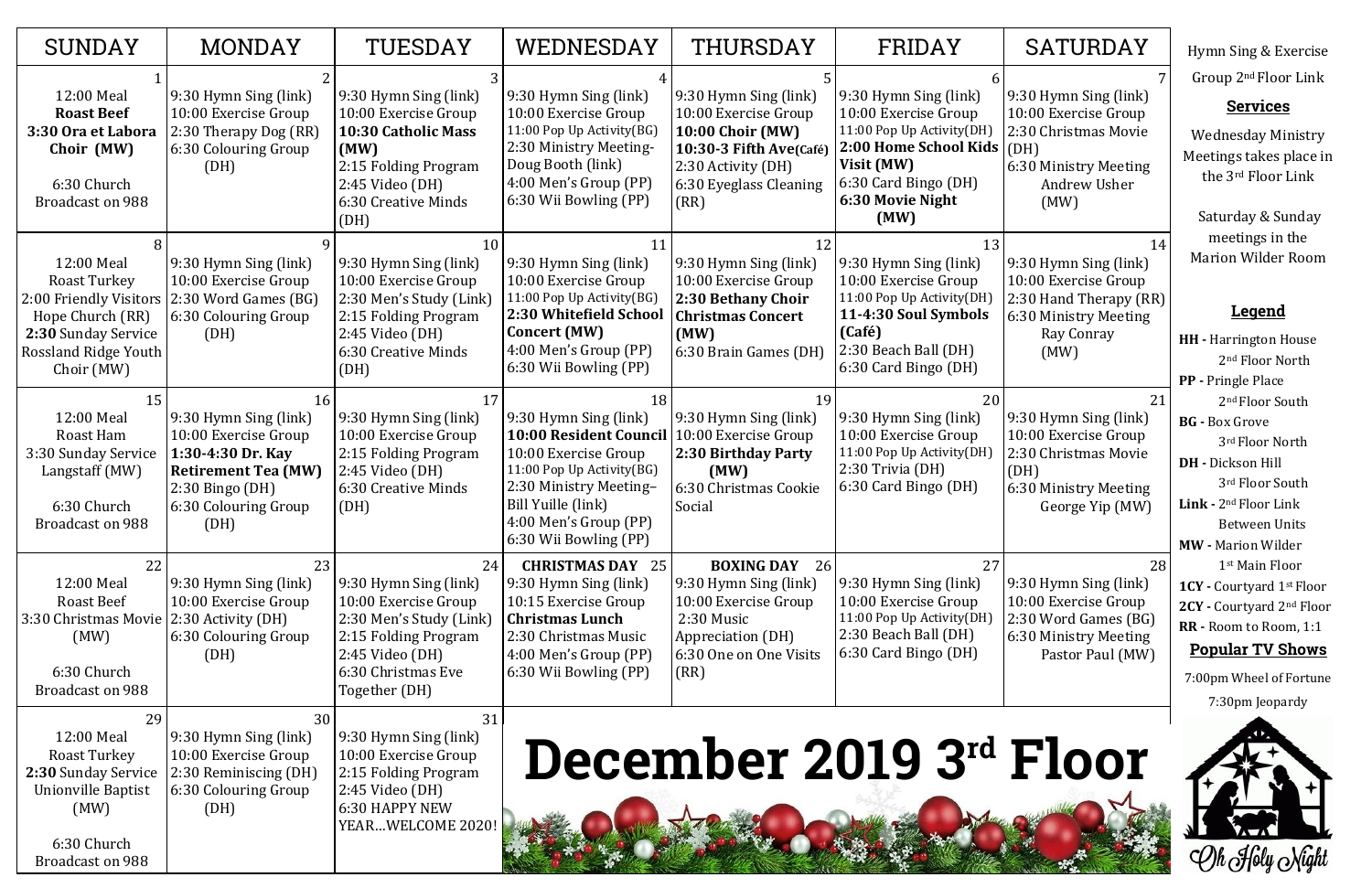# December 2019 3rd Floor

| SUNDAY | MONDAY | TUESDAY | WEDNESDAY | THURSDAY | FRIDAY | SATURDAY |
|---|---|---|---|---|---|---|
| 1<br>12:00 Meal<br>**Roast Beef**<br>**3:30 Ora et Labora Choir (MW)**<br>6:30 Church Broadcast on 988 | 2<br>9:30 Hymn Sing (link)<br>10:00 Exercise Group<br>2:30 Therapy Dog (RR)<br>6:30 Colouring Group (DH) | 3<br>9:30 Hymn Sing (link)<br>10:00 Exercise Group<br>**10:30 Catholic Mass (MW)**<br>2:15 Folding Program<br>2:45 Video (DH)<br>6:30 Creative Minds (DH) | 4<br>9:30 Hymn Sing (link)<br>10:00 Exercise Group<br>11:00 Pop Up Activity(BG)<br>2:30 Ministry Meeting- Doug Booth (link)<br>4:00 Men's Group (PP)<br>6:30 Wii Bowling (PP) | 5<br>9:30 Hymn Sing (link)<br>10:00 Exercise Group<br>**10:00 Choir (MW)**<br>**10:30-3 Fifth Ave(Café)**<br>2:30 Activity (DH)<br>6:30 Eyeglass Cleaning (RR) | 6<br>9:30 Hymn Sing (link)<br>10:00 Exercise Group<br>11:00 Pop Up Activity(DH)<br>**2:00 Home School Kids Visit (MW)**<br>6:30 Card Bingo (DH)<br>**6:30 Movie Night (MW)** | 7<br>9:30 Hymn Sing (link)<br>10:00 Exercise Group<br>2:30 Christmas Movie (DH)<br>6:30 Ministry Meeting Andrew Usher (MW) |
| 8<br>12:00 Meal<br>Roast Turkey<br>2:00 Friendly Visitors Hope Church (RR)<br>**2:30** Sunday Service Rossland Ridge Youth Choir (MW) | 9<br>9:30 Hymn Sing (link)<br>10:00 Exercise Group<br>2:30 Word Games (BG)<br>6:30 Colouring Group (DH) | 10<br>9:30 Hymn Sing (link)<br>10:00 Exercise Group<br>2:30 Men's Study (Link)<br>2:15 Folding Program<br>2:45 Video (DH)<br>6:30 Creative Minds (DH) | 11<br>9:30 Hymn Sing (link)<br>10:00 Exercise Group<br>11:00 Pop Up Activity(BG)<br>**2:30 Whitefield School Concert (MW)**<br>4:00 Men's Group (PP)<br>6:30 Wii Bowling (PP) | 12<br>9:30 Hymn Sing (link)<br>10:00 Exercise Group<br>**2:30 Bethany Choir Christmas Concert (MW)**<br>6:30 Brain Games (DH) | 13<br>9:30 Hymn Sing (link)<br>10:00 Exercise Group<br>11:00 Pop Up Activity(DH)<br>**11-4:30 Soul Symbols (Café)**<br>2:30 Beach Ball (DH)<br>6:30 Card Bingo (DH) | 14<br>9:30 Hymn Sing (link)<br>10:00 Exercise Group<br>2:30 Hand Therapy (RR)<br>6:30 Ministry Meeting Ray Conray (MW) |
| 15<br>12:00 Meal<br>Roast Ham<br>3:30 Sunday Service Langstaff (MW)<br>6:30 Church Broadcast on 988 | 16<br>9:30 Hymn Sing (link)<br>10:00 Exercise Group<br>**1:30-4:30 Dr. Kay Retirement Tea (MW)**<br>2:30 Bingo (DH)<br>6:30 Colouring Group (DH) | 17<br>9:30 Hymn Sing (link)<br>10:00 Exercise Group<br>2:15 Folding Program<br>2:45 Video (DH)<br>6:30 Creative Minds (DH) | 18<br>9:30 Hymn Sing (link)<br>**10:00 Resident Council**<br>10:00 Exercise Group<br>11:00 Pop Up Activity(BG)<br>2:30 Ministry Meeting– Bill Yuille (link)<br>4:00 Men's Group (PP)<br>6:30 Wii Bowling (PP) | 19<br>9:30 Hymn Sing (link)<br>10:00 Exercise Group<br>**2:30 Birthday Party (MW)**<br>6:30 Christmas Cookie Social | 20<br>9:30 Hymn Sing (link)<br>10:00 Exercise Group<br>11:00 Pop Up Activity(DH)<br>2:30 Trivia (DH)<br>6:30 Card Bingo (DH) | 21<br>9:30 Hymn Sing (link)<br>10:00 Exercise Group<br>2:30 Christmas Movie (DH)<br>6:30 Ministry Meeting George Yip (MW) |
| 22<br>12:00 Meal<br>Roast Beef<br>3:30 Christmas Movie (MW)<br>6:30 Church Broadcast on 988 | 23<br>9:30 Hymn Sing (link)<br>10:00 Exercise Group<br>2:30 Activity (DH)<br>6:30 Colouring Group (DH) | 24<br>9:30 Hymn Sing (link)<br>10:00 Exercise Group<br>2:30 Men's Study (Link)<br>2:15 Folding Program<br>2:45 Video (DH)<br>6:30 Christmas Eve Together (DH) | **CHRISTMAS DAY** 25<br>9:30 Hymn Sing (link)<br>10:15 Exercise Group<br>**Christmas Lunch**<br>2:30 Christmas Music<br>4:00 Men's Group (PP)<br>6:30 Wii Bowling (PP) | **BOXING DAY** 26<br>9:30 Hymn Sing (link)<br>10:00 Exercise Group<br>2:30 Music Appreciation (DH)<br>6:30 One on One Visits (RR) | 27<br>9:30 Hymn Sing (link)<br>10:00 Exercise Group<br>11:00 Pop Up Activity(DH)<br>2:30 Beach Ball (DH)<br>6:30 Card Bingo (DH) | 28<br>9:30 Hymn Sing (link)<br>10:00 Exercise Group<br>2:30 Word Games (BG)<br>6:30 Ministry Meeting Pastor Paul (MW) |
| 29<br>12:00 Meal<br>Roast Turkey<br>**2:30** Sunday Service Unionville Baptist (MW)<br>6:30 Church Broadcast on 988 | 30<br>9:30 Hymn Sing (link)<br>10:00 Exercise Group<br>2:30 Reminiscing (DH)<br>6:30 Colouring Group (DH) | 31<br>9:30 Hymn Sing (link)<br>10:00 Exercise Group<br>2:15 Folding Program<br>2:45 Video (DH)<br>6:30 HAPPY NEW YEAR…WELCOME 2020! | | | | |

Hymn Sing & Exercise Group 2nd Floor Link

**Services**

Wednesday Ministry Meetings takes place in the 3rd Floor Link

Saturday & Sunday meetings in the Marion Wilder Room

**Legend**

- **HH -** Harrington House 2nd Floor North
- **PP -** Pringle Place 2nd Floor South
- **BG -** Box Grove 3rd Floor North
- **DH -** Dickson Hill 3rd Floor South
- **Link -** 2nd Floor Link Between Units
- **MW -** Marion Wilder 1st Main Floor
- **1CY -** Courtyard 1st Floor
- **2CY -** Courtyard 2nd Floor
- **RR -** Room to Room, 1:1

**Popular TV Shows**

7:00pm Wheel of Fortune

7:30pm Jeopardy

Oh Holy Night